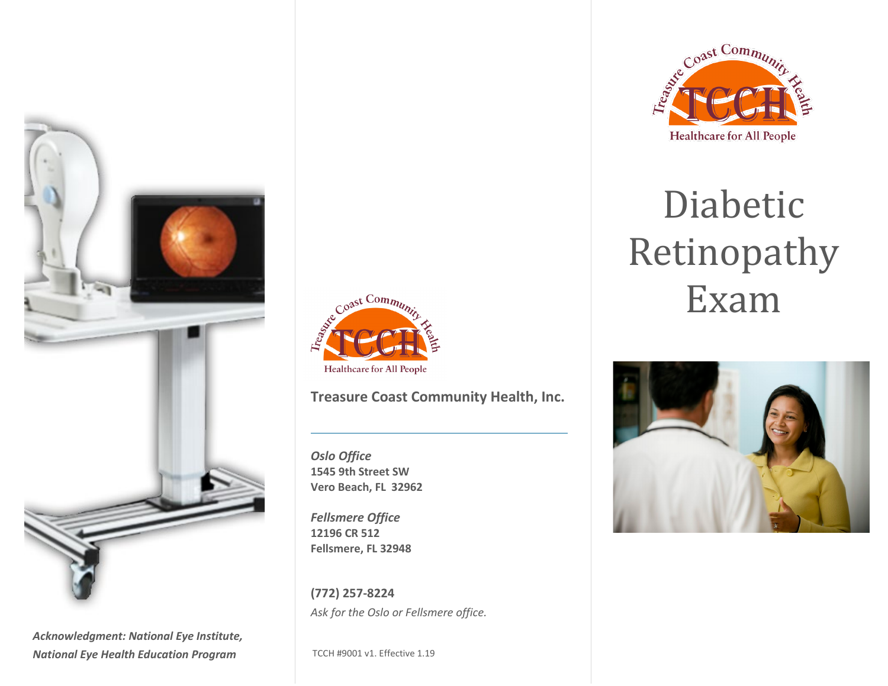*Acknowledgment: National Eye Institute, National Eye Health Education Program*

Treasure Coast Community Health
TCCH
Healthcare for All People

**Treasure Coast Community Health, Inc.**

***Oslo Office***
**1545 9th Street SW**
**Vero Beach, FL 32962**

***Fellsmere Office***
**12196 CR 512**
**Fellsmere, FL 32948**

**(772) 257-8224**
*Ask for the Oslo or Fellsmere office.*

TCCH #9001 v1. Effective 1.19

Treasure Coast Community Health
TCCH
Healthcare for All People

# Diabetic Retinopathy Exam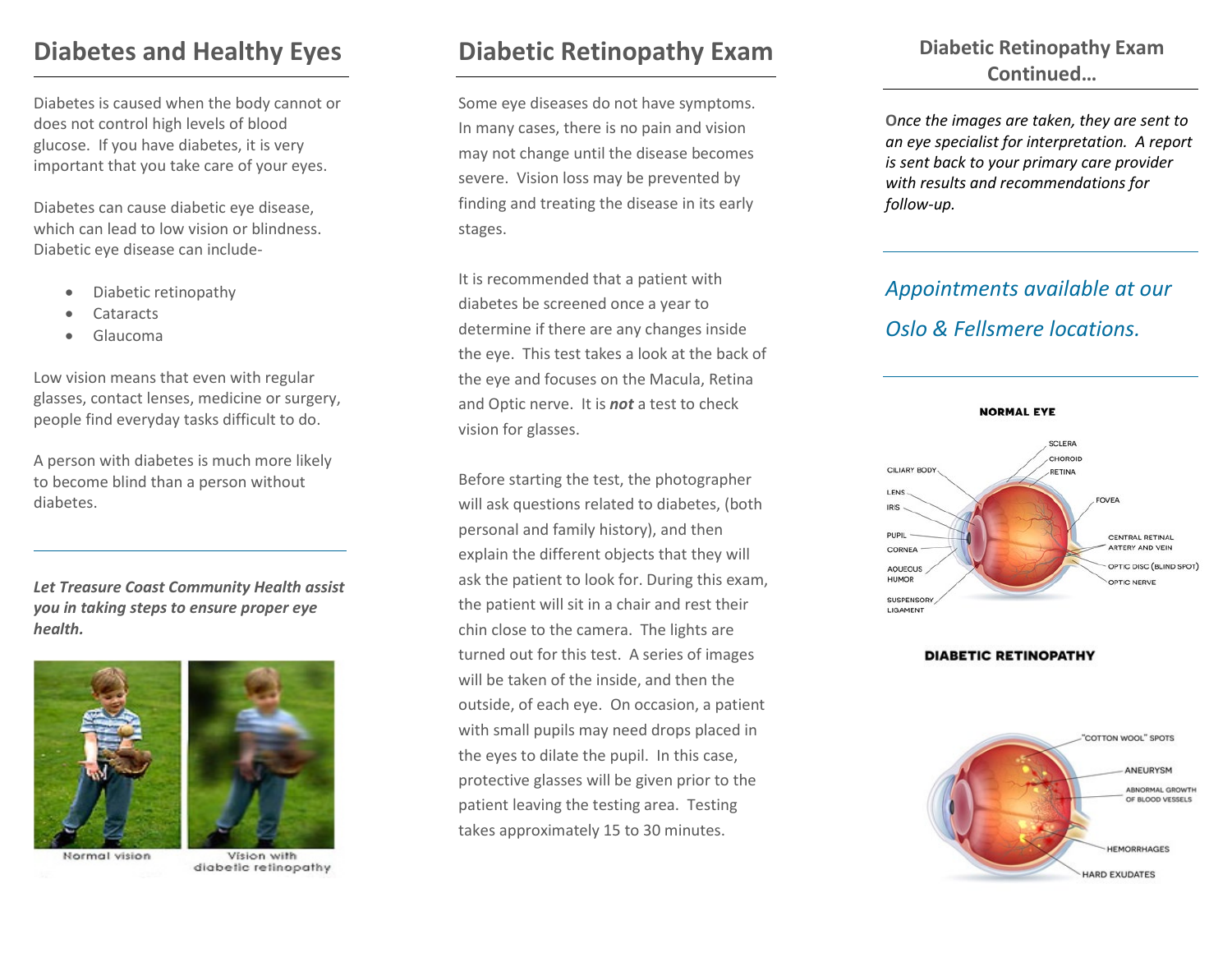## Diabetes and Healthy Eyes

Diabetes is caused when the body cannot or does not control high levels of blood glucose. If you have diabetes, it is very important that you take care of your eyes.

Diabetes can cause diabetic eye disease, which can lead to low vision or blindness. Diabetic eye disease can include-

- Diabetic retinopathy
- Cataracts
- Glaucoma

Low vision means that even with regular glasses, contact lenses, medicine or surgery, people find everyday tasks difficult to do.

A person with diabetes is much more likely to become blind than a person without diabetes.

***Let Treasure Coast Community Health assist you in taking steps to ensure proper eye health.***

Normal vision

Vision with diabetic retinopathy

## Diabetic Retinopathy Exam

Some eye diseases do not have symptoms. In many cases, there is no pain and vision may not change until the disease becomes severe. Vision loss may be prevented by finding and treating the disease in its early stages.

It is recommended that a patient with diabetes be screened once a year to determine if there are any changes inside the eye. This test takes a look at the back of the eye and focuses on the Macula, Retina and Optic nerve. It is ***not*** a test to check vision for glasses.

Before starting the test, the photographer will ask questions related to diabetes, (both personal and family history), and then explain the different objects that they will ask the patient to look for. During this exam, the patient will sit in a chair and rest their chin close to the camera. The lights are turned out for this test. A series of images will be taken of the inside, and then the outside, of each eye. On occasion, a patient with small pupils may need drops placed in the eyes to dilate the pupil. In this case, protective glasses will be given prior to the patient leaving the testing area. Testing takes approximately 15 to 30 minutes.

### Diabetic Retinopathy Exam Continued…

*Once the images are taken, they are sent to an eye specialist for interpretation. A report is sent back to your primary care provider with results and recommendations for follow-up.*

*Appointments available at our Oslo & Fellsmere locations.*

**NORMAL EYE**

SCLERA, CHOROID, RETINA, CILIARY BODY, LENS, IRIS, FOVEA, PUPIL, CORNEA, CENTRAL RETINAL ARTERY AND VEIN, AQUEOUS HUMOR, OPTIC DISC (BLIND SPOT), OPTIC NERVE, SUSPENSORY LIGAMENT

**DIABETIC RETINOPATHY**

"COTTON WOOL" SPOTS, ANEURYSM, ABNORMAL GROWTH OF BLOOD VESSELS, HEMORRHAGES, HARD EXUDATES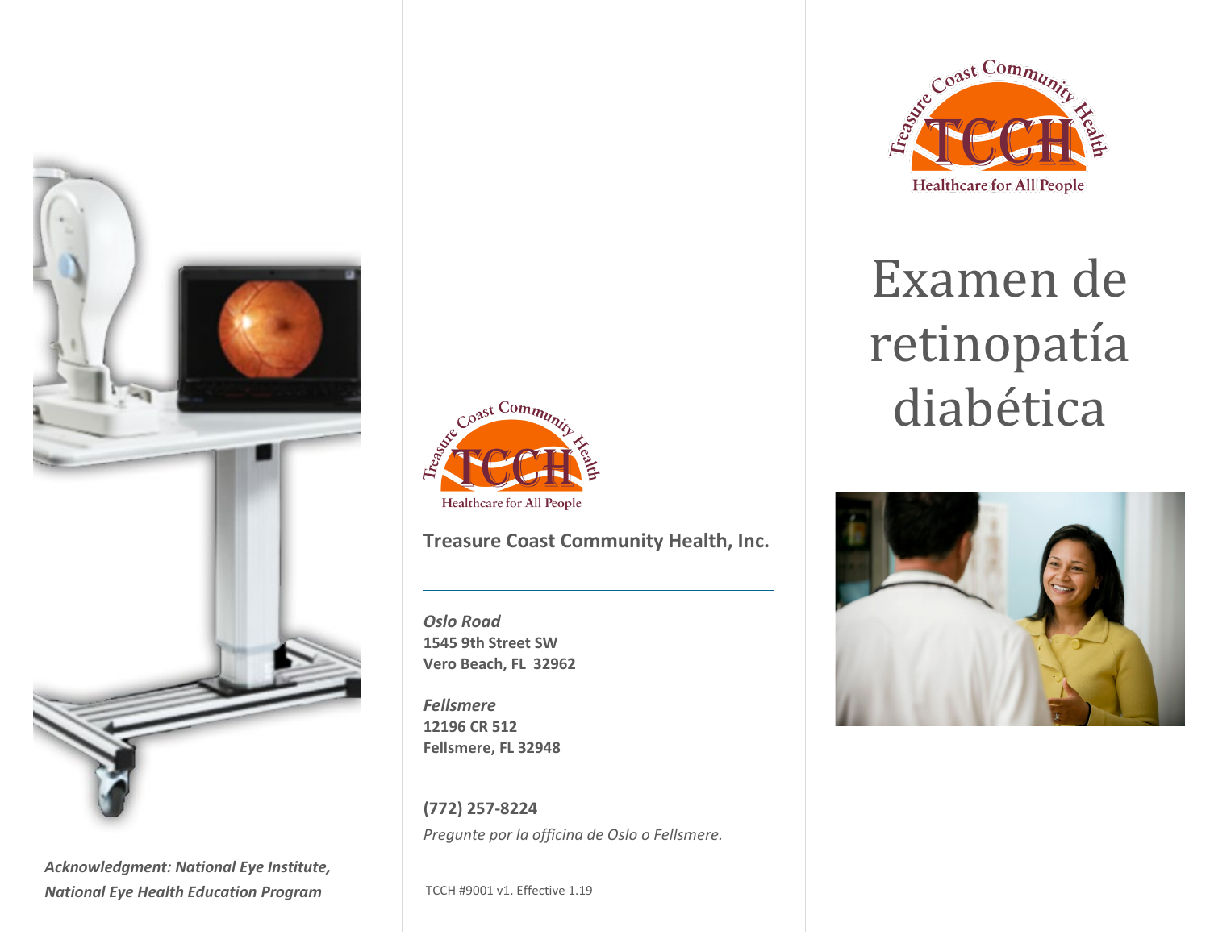*Acknowledgment: National Eye Institute, National Eye Health Education Program*

Treasure Coast Community Health
TCCH
Healthcare for All People

**Treasure Coast Community Health, Inc.**

***Oslo Road***
**1545 9th Street SW**
**Vero Beach, FL 32962**

***Fellsmere***
**12196 CR 512**
**Fellsmere, FL 32948**

**(772) 257-8224**
*Pregunte por la officina de Oslo o Fellsmere.*

TCCH #9001 v1. Effective 1.19

Treasure Coast Community Health
TCCH
Healthcare for All People

# Examen de retinopatía diabética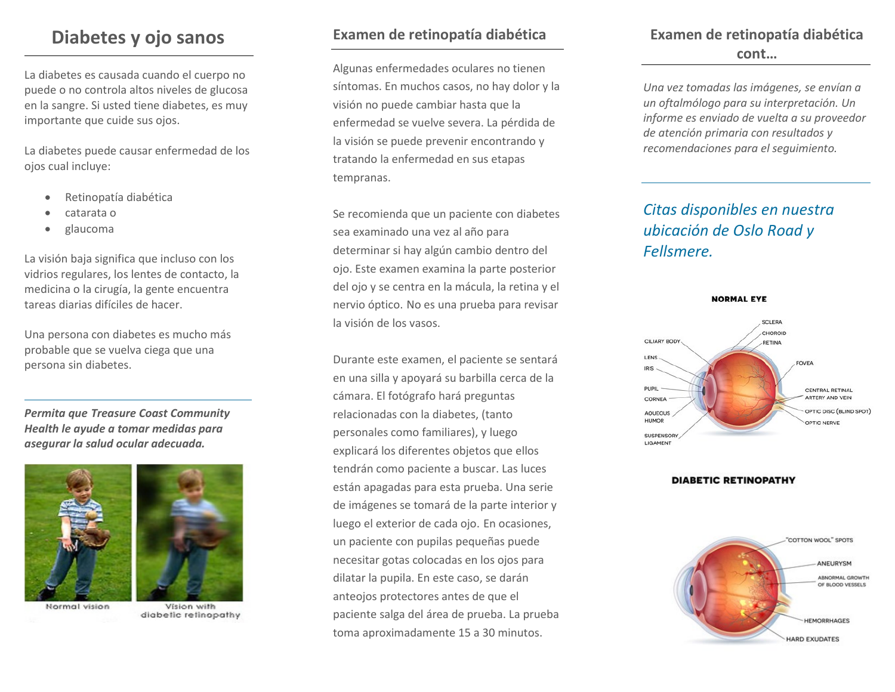# Diabetes y ojo sanos

La diabetes es causada cuando el cuerpo no puede o no controla altos niveles de glucosa en la sangre. Si usted tiene diabetes, es muy importante que cuide sus ojos.

La diabetes puede causar enfermedad de los ojos cual incluye:

- Retinopatía diabética
- catarata o
- glaucoma

La visión baja significa que incluso con los vidrios regulares, los lentes de contacto, la medicina o la cirugía, la gente encuentra tareas diarias difíciles de hacer.

Una persona con diabetes es mucho más probable que se vuelva ciega que una persona sin diabetes.

***Permita que Treasure Coast Community Health le ayude a tomar medidas para asegurar la salud ocular adecuada.***

Normal vision

Vision with diabetic retinopathy

## Examen de retinopatía diabética

Algunas enfermedades oculares no tienen síntomas. En muchos casos, no hay dolor y la visión no puede cambiar hasta que la enfermedad se vuelve severa. La pérdida de la visión se puede prevenir encontrando y tratando la enfermedad en sus etapas tempranas.

Se recomienda que un paciente con diabetes sea examinado una vez al año para determinar si hay algún cambio dentro del ojo. Este examen examina la parte posterior del ojo y se centra en la mácula, la retina y el nervio óptico. No es una prueba para revisar la visión de los vasos.

Durante este examen, el paciente se sentará en una silla y apoyará su barbilla cerca de la cámara. El fotógrafo hará preguntas relacionadas con la diabetes, (tanto personales como familiares), y luego explicará los diferentes objetos que ellos tendrán como paciente a buscar. Las luces están apagadas para esta prueba. Una serie de imágenes se tomará de la parte interior y luego el exterior de cada ojo. En ocasiones, un paciente con pupilas pequeñas puede necesitar gotas colocadas en los ojos para dilatar la pupila. En este caso, se darán anteojos protectores antes de que el paciente salga del área de prueba. La prueba toma aproximadamente 15 a 30 minutos.

## Examen de retinopatía diabética cont…

*Una vez tomadas las imágenes, se envían a un oftalmólogo para su interpretación. Un informe es enviado de vuelta a su proveedor de atención primaria con resultados y recomendaciones para el seguimiento.*

*Citas disponibles en nuestra ubicación de Oslo Road y Fellsmere.*

NORMAL EYE

SCLERA
CHOROID
RETINA
CILIARY BODY
LENS
IRIS
FOVEA
PUPIL
CORNEA
CENTRAL RETINAL ARTERY AND VEIN
AQUEOUS HUMOR
OPTIC DISC (BLIND SPOT)
OPTIC NERVE
SUSPENSORY LIGAMENT

DIABETIC RETINOPATHY

"COTTON WOOL" SPOTS
ANEURYSM
ABNORMAL GROWTH OF BLOOD VESSELS
HEMORRHAGES
HARD EXUDATES